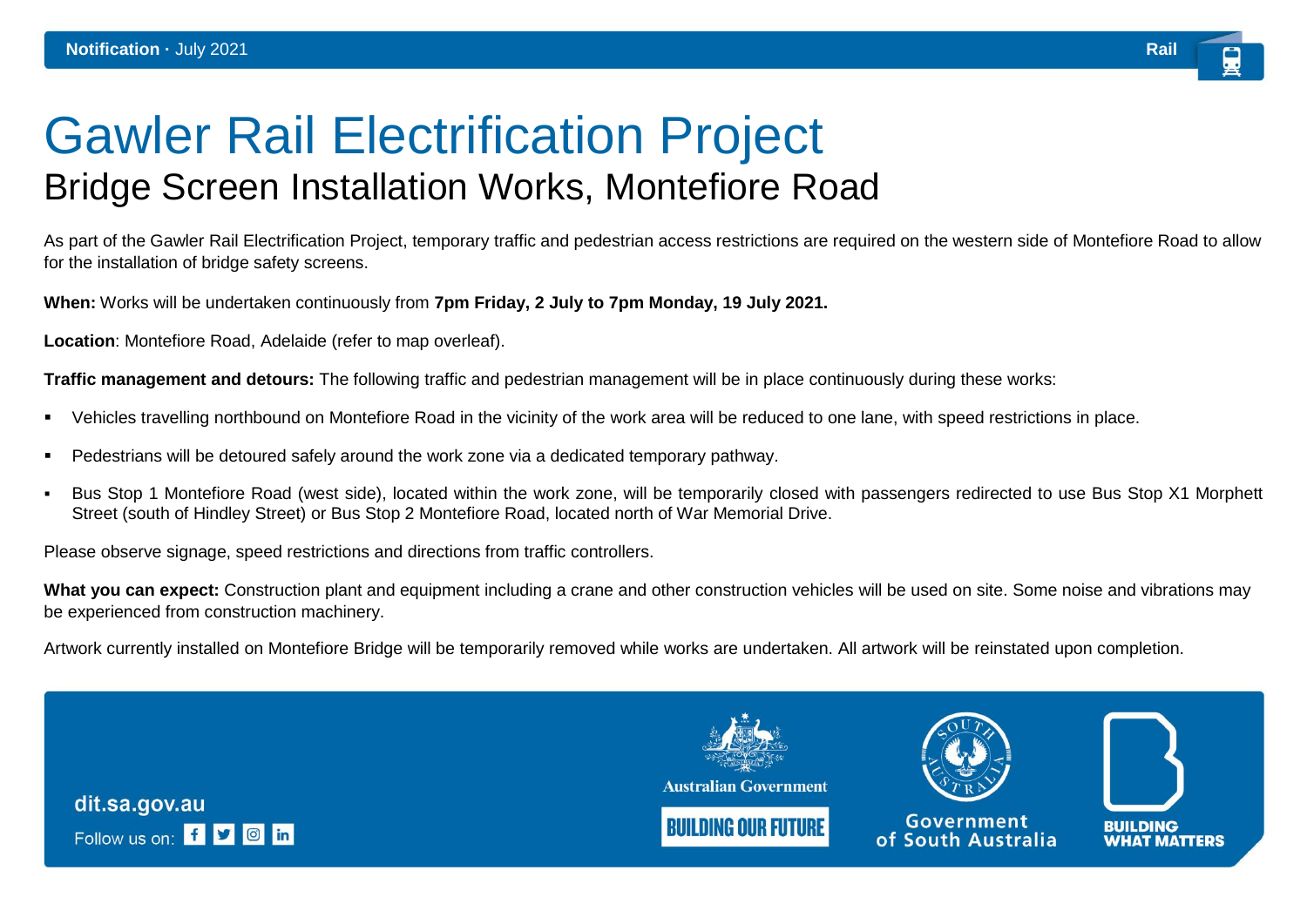**Notification** · July 2021

Rail

# Gawler Rail Electrification Project

## Bridge Screen Installation Works, Montefiore Road

As part of the Gawler Rail Electrification Project, temporary traffic and pedestrian access restrictions are required on the western side of Montefiore Road to allow for the installation of bridge safety screens.

**When:** Works will be undertaken continuously from **7pm Friday, 2 July to 7pm Monday, 19 July 2021.**

**Location**: Montefiore Road, Adelaide (refer to map overleaf).

**Traffic management and detours:** The following traffic and pedestrian management will be in place continuously during these works:

- Vehicles travelling northbound on Montefiore Road in the vicinity of the work area will be reduced to one lane, with speed restrictions in place.
- Pedestrians will be detoured safely around the work zone via a dedicated temporary pathway.
- Bus Stop 1 Montefiore Road (west side), located within the work zone, will be temporarily closed with passengers redirected to use Bus Stop X1 Morphett Street (south of Hindley Street) or Bus Stop 2 Montefiore Road, located north of War Memorial Drive.

Please observe signage, speed restrictions and directions from traffic controllers.

**What you can expect:** Construction plant and equipment including a crane and other construction vehicles will be used on site. Some noise and vibrations may be experienced from construction machinery.

Artwork currently installed on Montefiore Bridge will be temporarily removed while works are undertaken. All artwork will be reinstated upon completion.

dit.sa.gov.au

Follow us on:

Australian Government

BUILDING OUR FUTURE

Government of South Australia

BUILDING WHAT MATTERS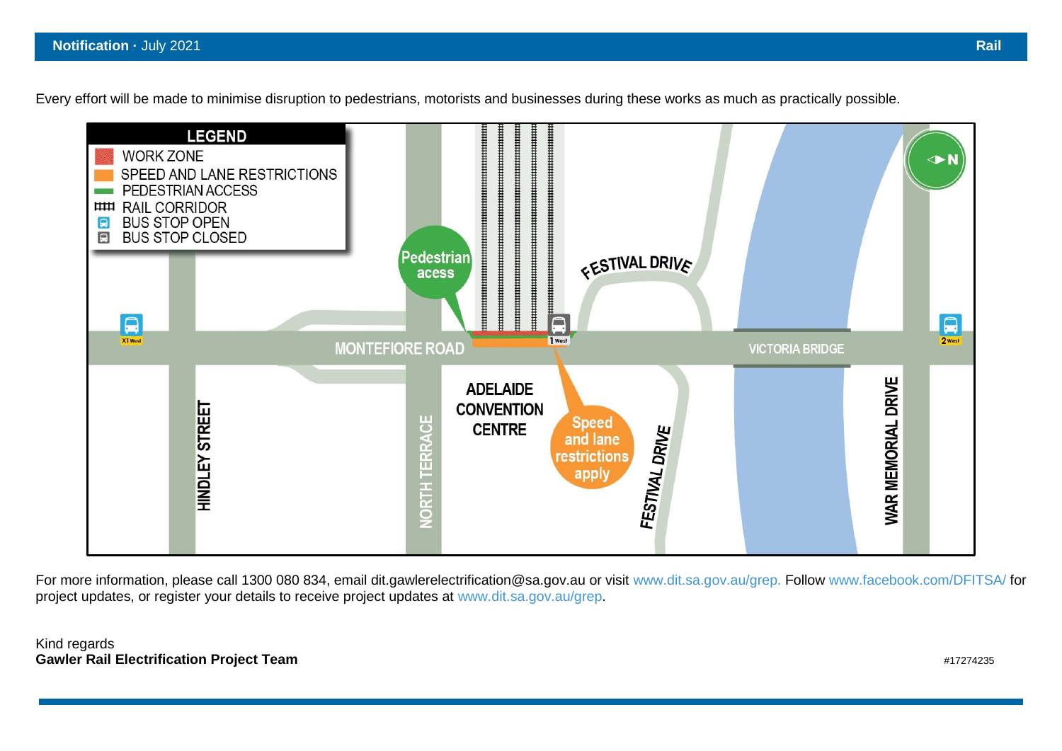Every effort will be made to minimise disruption to pedestrians, motorists and businesses during these works as much as practically possible.

LEGEND
WORK ZONE
SPEED AND LANE RESTRICTIONS
PEDESTRIAN ACCESS
RAIL CORRIDOR
BUS STOP OPEN
BUS STOP CLOSED

Pedestrian acess
FESTIVAL DRIVE
X1 West
MONTEFIORE ROAD
1 West
VICTORIA BRIDGE
2 West
N
ADELAIDE CONVENTION CENTRE
Speed and lane restrictions apply
HINDLEY STREET
NORTH TERRACE
FESTIVAL DRIVE
WAR MEMORIAL DRIVE

For more information, please call 1300 080 834, email dit.gawlerelectrification@sa.gov.au or visit www.dit.sa.gov.au/grep. Follow www.facebook.com/DFITSA/ for project updates, or register your details to receive project updates at www.dit.sa.gov.au/grep.

Kind regards
**Gawler Rail Electrification Project Team**

#17274235